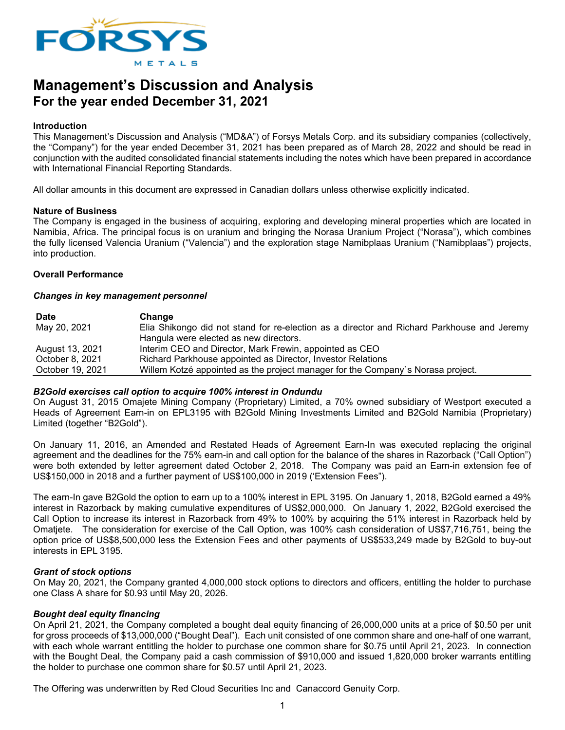# Management's Discussion and Analysis
## For the year ended December 31, 2021

**Introduction**
This Management's Discussion and Analysis ("MD&A") of Forsys Metals Corp. and its subsidiary companies (collectively, the "Company") for the year ended December 31, 2021 has been prepared as of March 28, 2022 and should be read in conjunction with the audited consolidated financial statements including the notes which have been prepared in accordance with International Financial Reporting Standards.

All dollar amounts in this document are expressed in Canadian dollars unless otherwise explicitly indicated.

**Nature of Business**
The Company is engaged in the business of acquiring, exploring and developing mineral properties which are located in Namibia, Africa. The principal focus is on uranium and bringing the Norasa Uranium Project ("Norasa"), which combines the fully licensed Valencia Uranium ("Valencia") and the exploration stage Namibplaas Uranium ("Namibplaas") projects, into production.

**Overall Performance**

***Changes in key management personnel***

| Date | Change |
|---|---|
| May 20, 2021 | Elia Shikongo did not stand for re-election as a director and Richard Parkhouse and Jeremy Hangula were elected as new directors. |
| August 13, 2021 | Interim CEO and Director, Mark Frewin, appointed as CEO |
| October 8, 2021 | Richard Parkhouse appointed as Director, Investor Relations |
| October 19, 2021 | Willem Kotzé appointed as the project manager for the Company`s Norasa project. |

***B2Gold exercises call option to acquire 100% interest in Ondundu***
On August 31, 2015 Omajete Mining Company (Proprietary) Limited, a 70% owned subsidiary of Westport executed a Heads of Agreement Earn-in on EPL3195 with B2Gold Mining Investments Limited and B2Gold Namibia (Proprietary) Limited (together "B2Gold").

On January 11, 2016, an Amended and Restated Heads of Agreement Earn-In was executed replacing the original agreement and the deadlines for the 75% earn-in and call option for the balance of the shares in Razorback ("Call Option") were both extended by letter agreement dated October 2, 2018. The Company was paid an Earn-in extension fee of US$150,000 in 2018 and a further payment of US$100,000 in 2019 ('Extension Fees").

The earn-In gave B2Gold the option to earn up to a 100% interest in EPL 3195. On January 1, 2018, B2Gold earned a 49% interest in Razorback by making cumulative expenditures of US$2,000,000. On January 1, 2022, B2Gold exercised the Call Option to increase its interest in Razorback from 49% to 100% by acquiring the 51% interest in Razorback held by Omatjete. The consideration for exercise of the Call Option, was 100% cash consideration of US$7,716,751, being the option price of US$8,500,000 less the Extension Fees and other payments of US$533,249 made by B2Gold to buy-out interests in EPL 3195.

***Grant of stock options***
On May 20, 2021, the Company granted 4,000,000 stock options to directors and officers, entitling the holder to purchase one Class A share for $0.93 until May 20, 2026.

***Bought deal equity financing***
On April 21, 2021, the Company completed a bought deal equity financing of 26,000,000 units at a price of $0.50 per unit for gross proceeds of $13,000,000 ("Bought Deal"). Each unit consisted of one common share and one-half of one warrant, with each whole warrant entitling the holder to purchase one common share for $0.75 until April 21, 2023. In connection with the Bought Deal, the Company paid a cash commission of $910,000 and issued 1,820,000 broker warrants entitling the holder to purchase one common share for $0.57 until April 21, 2023.

The Offering was underwritten by Red Cloud Securities Inc and Canaccord Genuity Corp.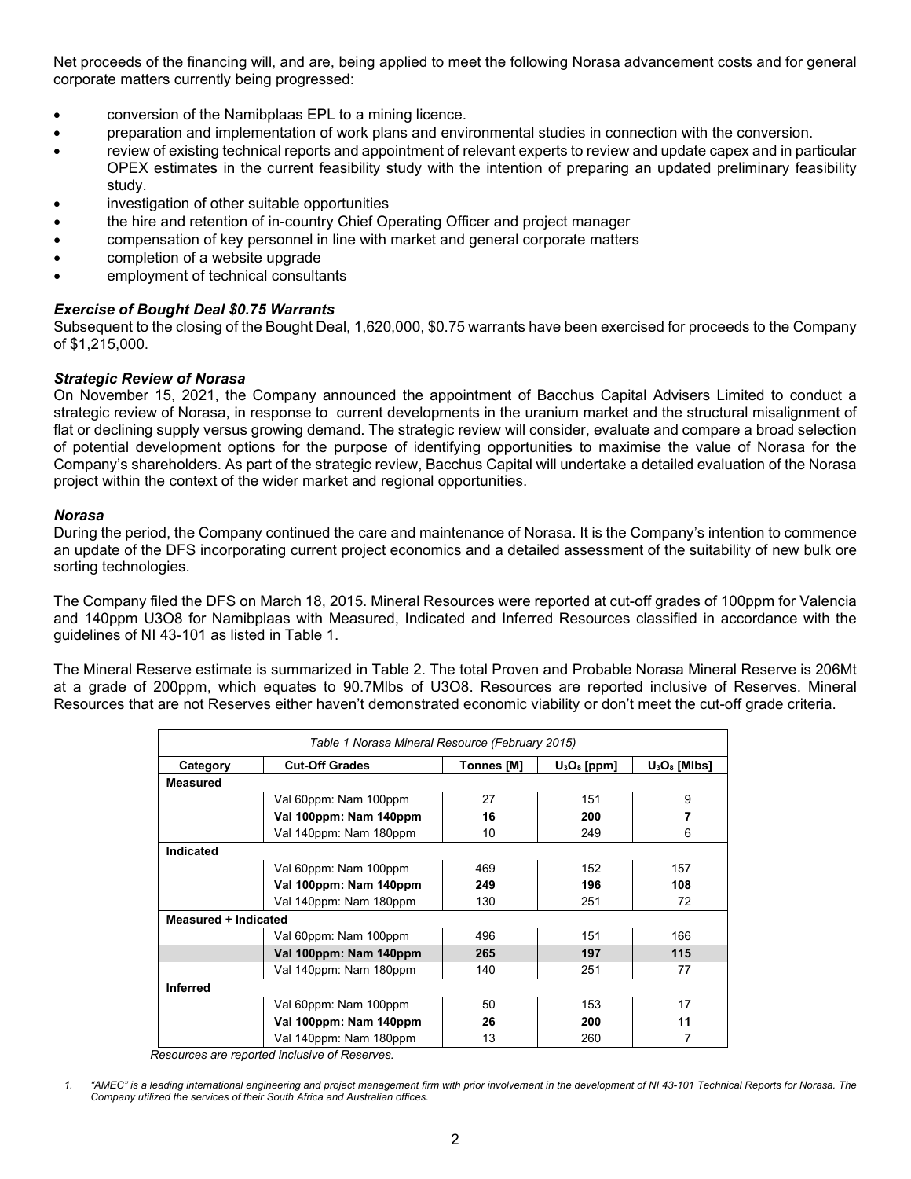Net proceeds of the financing will, and are, being applied to meet the following Norasa advancement costs and for general corporate matters currently being progressed:

- conversion of the Namibplaas EPL to a mining licence.
- preparation and implementation of work plans and environmental studies in connection with the conversion.
- review of existing technical reports and appointment of relevant experts to review and update capex and in particular OPEX estimates in the current feasibility study with the intention of preparing an updated preliminary feasibility study.
- investigation of other suitable opportunities
- the hire and retention of in-country Chief Operating Officer and project manager
- compensation of key personnel in line with market and general corporate matters
- completion of a website upgrade
- employment of technical consultants

### *Exercise of Bought Deal $0.75 Warrants*

Subsequent to the closing of the Bought Deal, 1,620,000, $0.75 warrants have been exercised for proceeds to the Company of $1,215,000.

### *Strategic Review of Norasa*

On November 15, 2021, the Company announced the appointment of Bacchus Capital Advisers Limited to conduct a strategic review of Norasa, in response to current developments in the uranium market and the structural misalignment of flat or declining supply versus growing demand. The strategic review will consider, evaluate and compare a broad selection of potential development options for the purpose of identifying opportunities to maximise the value of Norasa for the Company's shareholders. As part of the strategic review, Bacchus Capital will undertake a detailed evaluation of the Norasa project within the context of the wider market and regional opportunities.

### *Norasa*

During the period, the Company continued the care and maintenance of Norasa. It is the Company's intention to commence an update of the DFS incorporating current project economics and a detailed assessment of the suitability of new bulk ore sorting technologies.

The Company filed the DFS on March 18, 2015. Mineral Resources were reported at cut-off grades of 100ppm for Valencia and 140ppm U3O8 for Namibplaas with Measured, Indicated and Inferred Resources classified in accordance with the guidelines of NI 43-101 as listed in Table 1.

The Mineral Reserve estimate is summarized in Table 2. The total Proven and Probable Norasa Mineral Reserve is 206Mt at a grade of 200ppm, which equates to 90.7Mlbs of U3O8. Resources are reported inclusive of Reserves. Mineral Resources that are not Reserves either haven't demonstrated economic viability or don't meet the cut-off grade criteria.

*Table 1 Norasa Mineral Resource (February 2015)*

| Category | Cut-Off Grades | Tonnes [M] | $U_3O_8$ [ppm] | $U_3O_8$ [Mlbs] |
|---|---|---|---|---|
| **Measured** | | | | |
| | Val 60ppm: Nam 100ppm | 27 | 151 | 9 |
| | **Val 100ppm: Nam 140ppm** | **16** | **200** | **7** |
| | Val 140ppm: Nam 180ppm | 10 | 249 | 6 |
| **Indicated** | | | | |
| | Val 60ppm: Nam 100ppm | 469 | 152 | 157 |
| | **Val 100ppm: Nam 140ppm** | **249** | **196** | **108** |
| | Val 140ppm: Nam 180ppm | 130 | 251 | 72 |
| **Measured + Indicated** | | | | |
| | Val 60ppm: Nam 100ppm | 496 | 151 | 166 |
| | **Val 100ppm: Nam 140ppm** | **265** | **197** | **115** |
| | Val 140ppm: Nam 180ppm | 140 | 251 | 77 |
| **Inferred** | | | | |
| | Val 60ppm: Nam 100ppm | 50 | 153 | 17 |
| | **Val 100ppm: Nam 140ppm** | **26** | **200** | **11** |
| | Val 140ppm: Nam 180ppm | 13 | 260 | 7 |

*Resources are reported inclusive of Reserves.*

1. *"AMEC" is a leading international engineering and project management firm with prior involvement in the development of NI 43-101 Technical Reports for Norasa. The Company utilized the services of their South Africa and Australian offices.*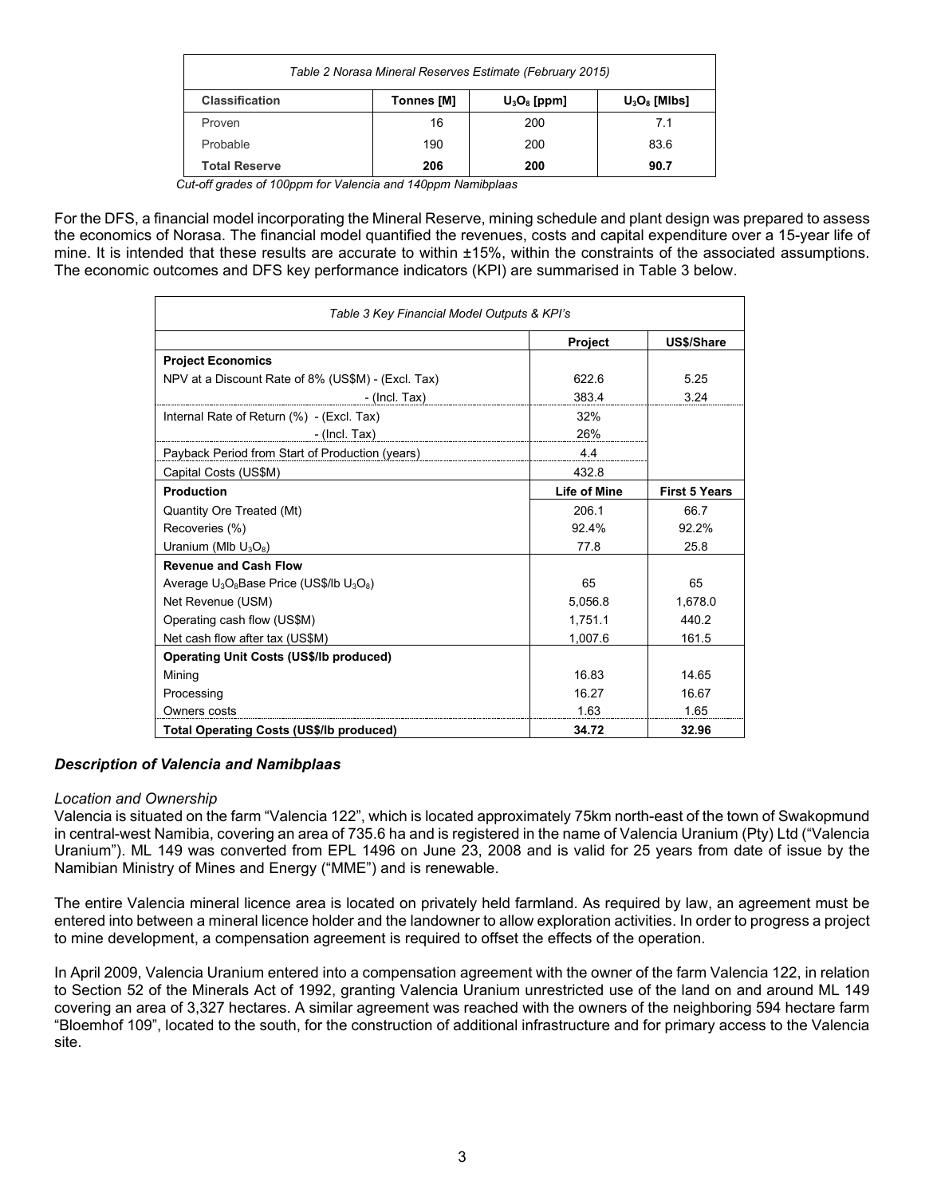| *Table 2 Norasa Mineral Reserves Estimate (February 2015)* | | | |
|---|---|---|---|
| **Classification** | **Tonnes [M]** | **$U_3O_8$ [ppm]** | **$U_3O_8$ [Mlbs]** |
| Proven | 16 | 200 | 7.1 |
| Probable | 190 | 200 | 83.6 |
| **Total Reserve** | **206** | **200** | **90.7** |

*Cut-off grades of 100ppm for Valencia and 140ppm Namibplaas*

For the DFS, a financial model incorporating the Mineral Reserve, mining schedule and plant design was prepared to assess the economics of Norasa. The financial model quantified the revenues, costs and capital expenditure over a 15-year life of mine. It is intended that these results are accurate to within ±15%, within the constraints of the associated assumptions. The economic outcomes and DFS key performance indicators (KPI) are summarised in Table 3 below.

| *Table 3 Key Financial Model Outputs & KPI's* | | |
|---|---|---|
| | **Project** | **US$/Share** |
| **Project Economics** | | |
| NPV at a Discount Rate of 8% (US$M) - (Excl. Tax) | 622.6 | 5.25 |
| - (Incl. Tax) | 383.4 | 3.24 |
| Internal Rate of Return (%) - (Excl. Tax) | 32% | |
| - (Incl. Tax) | 26% | |
| Payback Period from Start of Production (years) | 4.4 | |
| Capital Costs (US$M) | 432.8 | |
| **Production** | **Life of Mine** | **First 5 Years** |
| Quantity Ore Treated (Mt) | 206.1 | 66.7 |
| Recoveries (%) | 92.4% | 92.2% |
| Uranium (Mlb $U_3O_8$) | 77.8 | 25.8 |
| **Revenue and Cash Flow** | | |
| Average $U_3O_8$Base Price (US$/lb $U_3O_8$) | 65 | 65 |
| Net Revenue (USM) | 5,056.8 | 1,678.0 |
| Operating cash flow (US$M) | 1,751.1 | 440.2 |
| Net cash flow after tax (US$M) | 1,007.6 | 161.5 |
| **Operating Unit Costs (US$/lb produced)** | | |
| Mining | 16.83 | 14.65 |
| Processing | 16.27 | 16.67 |
| Owners costs | 1.63 | 1.65 |
| **Total Operating Costs (US$/lb produced)** | **34.72** | **32.96** |

### *Description of Valencia and Namibplaas*

*Location and Ownership*

Valencia is situated on the farm "Valencia 122", which is located approximately 75km north-east of the town of Swakopmund in central-west Namibia, covering an area of 735.6 ha and is registered in the name of Valencia Uranium (Pty) Ltd ("Valencia Uranium"). ML 149 was converted from EPL 1496 on June 23, 2008 and is valid for 25 years from date of issue by the Namibian Ministry of Mines and Energy ("MME") and is renewable.

The entire Valencia mineral licence area is located on privately held farmland. As required by law, an agreement must be entered into between a mineral licence holder and the landowner to allow exploration activities. In order to progress a project to mine development, a compensation agreement is required to offset the effects of the operation.

In April 2009, Valencia Uranium entered into a compensation agreement with the owner of the farm Valencia 122, in relation to Section 52 of the Minerals Act of 1992, granting Valencia Uranium unrestricted use of the land on and around ML 149 covering an area of 3,327 hectares. A similar agreement was reached with the owners of the neighboring 594 hectare farm "Bloemhof 109", located to the south, for the construction of additional infrastructure and for primary access to the Valencia site.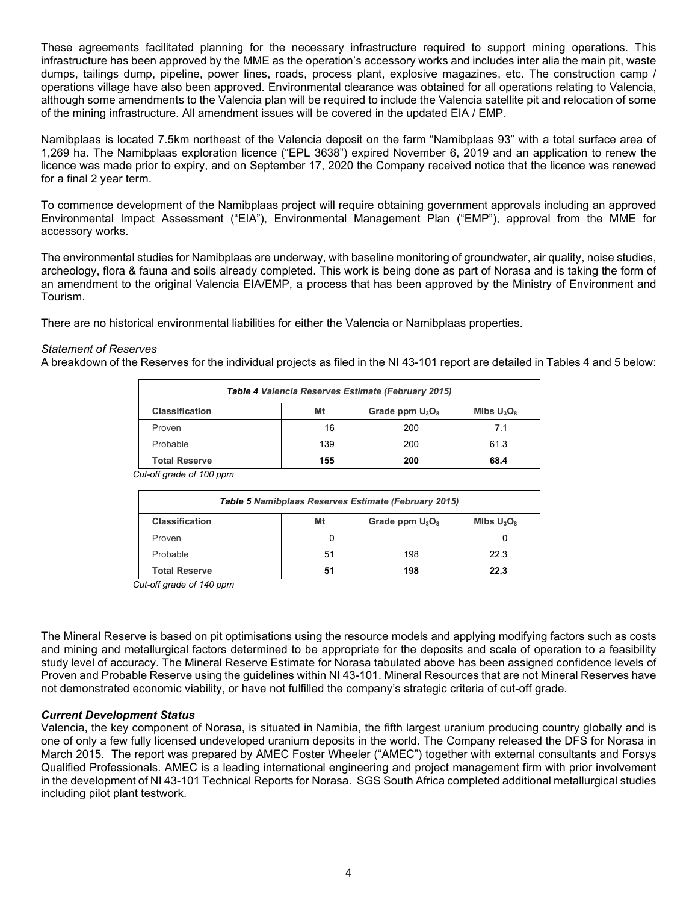These agreements facilitated planning for the necessary infrastructure required to support mining operations. This infrastructure has been approved by the MME as the operation's accessory works and includes inter alia the main pit, waste dumps, tailings dump, pipeline, power lines, roads, process plant, explosive magazines, etc. The construction camp / operations village have also been approved. Environmental clearance was obtained for all operations relating to Valencia, although some amendments to the Valencia plan will be required to include the Valencia satellite pit and relocation of some of the mining infrastructure. All amendment issues will be covered in the updated EIA / EMP.

Namibplaas is located 7.5km northeast of the Valencia deposit on the farm "Namibplaas 93" with a total surface area of 1,269 ha. The Namibplaas exploration licence ("EPL 3638") expired November 6, 2019 and an application to renew the licence was made prior to expiry, and on September 17, 2020 the Company received notice that the licence was renewed for a final 2 year term.

To commence development of the Namibplaas project will require obtaining government approvals including an approved Environmental Impact Assessment ("EIA"), Environmental Management Plan ("EMP"), approval from the MME for accessory works.

The environmental studies for Namibplaas are underway, with baseline monitoring of groundwater, air quality, noise studies, archeology, flora & fauna and soils already completed. This work is being done as part of Norasa and is taking the form of an amendment to the original Valencia EIA/EMP, a process that has been approved by the Ministry of Environment and Tourism.

There are no historical environmental liabilities for either the Valencia or Namibplaas properties.

*Statement of Reserves*

A breakdown of the Reserves for the individual projects as filed in the NI 43-101 report are detailed in Tables 4 and 5 below:

***Table 4** Valencia Reserves Estimate (February 2015)*

| Classification | Mt | Grade ppm $U_3O_8$ | Mlbs $U_3O_8$ |
|---|---|---|---|
| Proven | 16 | 200 | 7.1 |
| Probable | 139 | 200 | 61.3 |
| **Total Reserve** | **155** | **200** | **68.4** |

*Cut-off grade of 100 ppm*

***Table 5** Namibplaas Reserves Estimate (February 2015)*

| Classification | Mt | Grade ppm $U_3O_8$ | Mlbs $U_3O_8$ |
|---|---|---|---|
| Proven | 0 | | 0 |
| Probable | 51 | 198 | 22.3 |
| **Total Reserve** | **51** | **198** | **22.3** |

*Cut-off grade of 140 ppm*

The Mineral Reserve is based on pit optimisations using the resource models and applying modifying factors such as costs and mining and metallurgical factors determined to be appropriate for the deposits and scale of operation to a feasibility study level of accuracy. The Mineral Reserve Estimate for Norasa tabulated above has been assigned confidence levels of Proven and Probable Reserve using the guidelines within NI 43-101. Mineral Resources that are not Mineral Reserves have not demonstrated economic viability, or have not fulfilled the company's strategic criteria of cut-off grade.

***Current Development Status***

Valencia, the key component of Norasa, is situated in Namibia, the fifth largest uranium producing country globally and is one of only a few fully licensed undeveloped uranium deposits in the world. The Company released the DFS for Norasa in March 2015. The report was prepared by AMEC Foster Wheeler ("AMEC") together with external consultants and Forsys Qualified Professionals. AMEC is a leading international engineering and project management firm with prior involvement in the development of NI 43-101 Technical Reports for Norasa. SGS South Africa completed additional metallurgical studies including pilot plant testwork.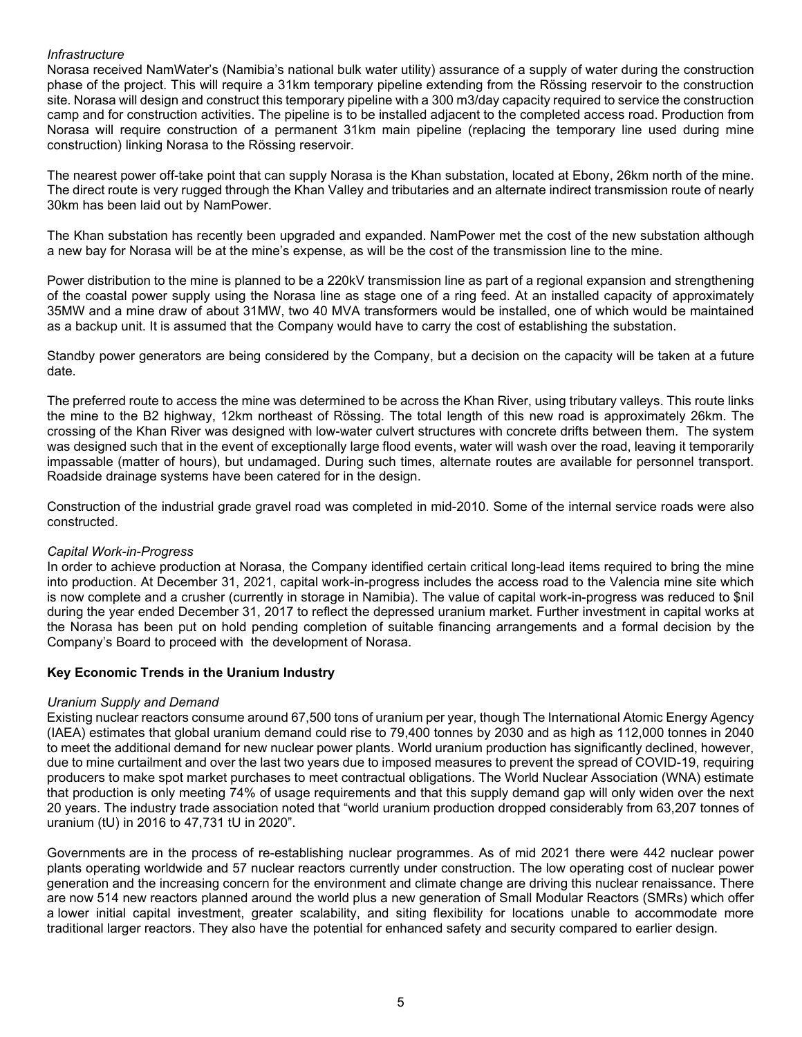*Infrastructure*

Norasa received NamWater's (Namibia's national bulk water utility) assurance of a supply of water during the construction phase of the project. This will require a 31km temporary pipeline extending from the Rössing reservoir to the construction site. Norasa will design and construct this temporary pipeline with a 300 m3/day capacity required to service the construction camp and for construction activities. The pipeline is to be installed adjacent to the completed access road. Production from Norasa will require construction of a permanent 31km main pipeline (replacing the temporary line used during mine construction) linking Norasa to the Rössing reservoir.

The nearest power off-take point that can supply Norasa is the Khan substation, located at Ebony, 26km north of the mine. The direct route is very rugged through the Khan Valley and tributaries and an alternate indirect transmission route of nearly 30km has been laid out by NamPower.

The Khan substation has recently been upgraded and expanded. NamPower met the cost of the new substation although a new bay for Norasa will be at the mine's expense, as will be the cost of the transmission line to the mine.

Power distribution to the mine is planned to be a 220kV transmission line as part of a regional expansion and strengthening of the coastal power supply using the Norasa line as stage one of a ring feed. At an installed capacity of approximately 35MW and a mine draw of about 31MW, two 40 MVA transformers would be installed, one of which would be maintained as a backup unit. It is assumed that the Company would have to carry the cost of establishing the substation.

Standby power generators are being considered by the Company, but a decision on the capacity will be taken at a future date.

The preferred route to access the mine was determined to be across the Khan River, using tributary valleys. This route links the mine to the B2 highway, 12km northeast of Rössing. The total length of this new road is approximately 26km. The crossing of the Khan River was designed with low-water culvert structures with concrete drifts between them. The system was designed such that in the event of exceptionally large flood events, water will wash over the road, leaving it temporarily impassable (matter of hours), but undamaged. During such times, alternate routes are available for personnel transport. Roadside drainage systems have been catered for in the design.

Construction of the industrial grade gravel road was completed in mid-2010. Some of the internal service roads were also constructed.

*Capital Work-in-Progress*

In order to achieve production at Norasa, the Company identified certain critical long-lead items required to bring the mine into production. At December 31, 2021, capital work-in-progress includes the access road to the Valencia mine site which is now complete and a crusher (currently in storage in Namibia). The value of capital work-in-progress was reduced to $nil during the year ended December 31, 2017 to reflect the depressed uranium market. Further investment in capital works at the Norasa has been put on hold pending completion of suitable financing arrangements and a formal decision by the Company's Board to proceed with the development of Norasa.

**Key Economic Trends in the Uranium Industry**

*Uranium Supply and Demand*

Existing nuclear reactors consume around 67,500 tons of uranium per year, though The International Atomic Energy Agency (IAEA) estimates that global uranium demand could rise to 79,400 tonnes by 2030 and as high as 112,000 tonnes in 2040 to meet the additional demand for new nuclear power plants. World uranium production has significantly declined, however, due to mine curtailment and over the last two years due to imposed measures to prevent the spread of COVID-19, requiring producers to make spot market purchases to meet contractual obligations. The World Nuclear Association (WNA) estimate that production is only meeting 74% of usage requirements and that this supply demand gap will only widen over the next 20 years. The industry trade association noted that "world uranium production dropped considerably from 63,207 tonnes of uranium (tU) in 2016 to 47,731 tU in 2020".

Governments are in the process of re-establishing nuclear programmes. As of mid 2021 there were 442 nuclear power plants operating worldwide and 57 nuclear reactors currently under construction. The low operating cost of nuclear power generation and the increasing concern for the environment and climate change are driving this nuclear renaissance. There are now 514 new reactors planned around the world plus a new generation of Small Modular Reactors (SMRs) which offer a lower initial capital investment, greater scalability, and siting flexibility for locations unable to accommodate more traditional larger reactors. They also have the potential for enhanced safety and security compared to earlier design.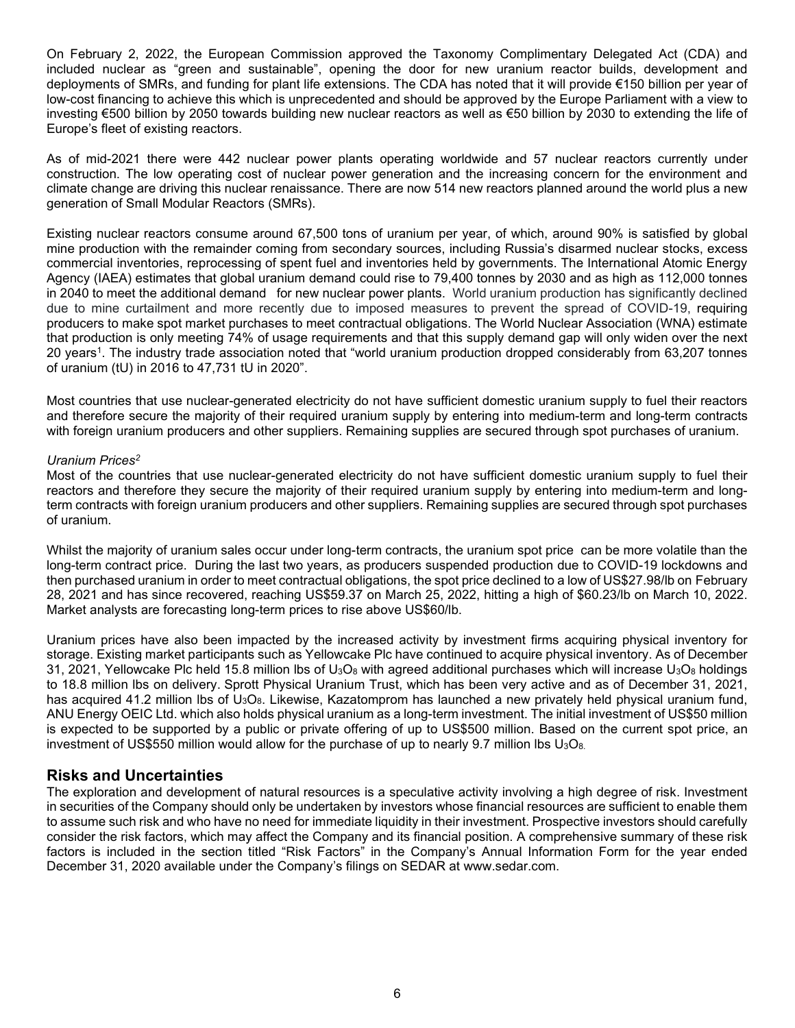On February 2, 2022, the European Commission approved the Taxonomy Complimentary Delegated Act (CDA) and included nuclear as "green and sustainable", opening the door for new uranium reactor builds, development and deployments of SMRs, and funding for plant life extensions. The CDA has noted that it will provide €150 billion per year of low-cost financing to achieve this which is unprecedented and should be approved by the Europe Parliament with a view to investing €500 billion by 2050 towards building new nuclear reactors as well as €50 billion by 2030 to extending the life of Europe's fleet of existing reactors.

As of mid-2021 there were 442 nuclear power plants operating worldwide and 57 nuclear reactors currently under construction. The low operating cost of nuclear power generation and the increasing concern for the environment and climate change are driving this nuclear renaissance. There are now 514 new reactors planned around the world plus a new generation of Small Modular Reactors (SMRs).

Existing nuclear reactors consume around 67,500 tons of uranium per year, of which, around 90% is satisfied by global mine production with the remainder coming from secondary sources, including Russia's disarmed nuclear stocks, excess commercial inventories, reprocessing of spent fuel and inventories held by governments. The International Atomic Energy Agency (IAEA) estimates that global uranium demand could rise to 79,400 tonnes by 2030 and as high as 112,000 tonnes in 2040 to meet the additional demand for new nuclear power plants. World uranium production has significantly declined due to mine curtailment and more recently due to imposed measures to prevent the spread of COVID-19, requiring producers to make spot market purchases to meet contractual obligations. The World Nuclear Association (WNA) estimate that production is only meeting 74% of usage requirements and that this supply demand gap will only widen over the next 20 years[1]. The industry trade association noted that "world uranium production dropped considerably from 63,207 tonnes of uranium (tU) in 2016 to 47,731 tU in 2020".

Most countries that use nuclear-generated electricity do not have sufficient domestic uranium supply to fuel their reactors and therefore secure the majority of their required uranium supply by entering into medium-term and long-term contracts with foreign uranium producers and other suppliers. Remaining supplies are secured through spot purchases of uranium.

*Uranium Prices*[2]

Most of the countries that use nuclear-generated electricity do not have sufficient domestic uranium supply to fuel their reactors and therefore they secure the majority of their required uranium supply by entering into medium-term and long-term contracts with foreign uranium producers and other suppliers. Remaining supplies are secured through spot purchases of uranium.

Whilst the majority of uranium sales occur under long-term contracts, the uranium spot price can be more volatile than the long-term contract price. During the last two years, as producers suspended production due to COVID-19 lockdowns and then purchased uranium in order to meet contractual obligations, the spot price declined to a low of US$27.98/lb on February 28, 2021 and has since recovered, reaching US$59.37 on March 25, 2022, hitting a high of $60.23/lb on March 10, 2022. Market analysts are forecasting long-term prices to rise above US$60/lb.

Uranium prices have also been impacted by the increased activity by investment firms acquiring physical inventory for storage. Existing market participants such as Yellowcake Plc have continued to acquire physical inventory. As of December 31, 2021, Yellowcake Plc held 15.8 million lbs of $U_3O_8$ with agreed additional purchases which will increase $U_3O_8$ holdings to 18.8 million lbs on delivery. Sprott Physical Uranium Trust, which has been very active and as of December 31, 2021, has acquired 41.2 million lbs of $U_3O_8$. Likewise, Kazatomprom has launched a new privately held physical uranium fund, ANU Energy OEIC Ltd. which also holds physical uranium as a long-term investment. The initial investment of US$50 million is expected to be supported by a public or private offering of up to US$500 million. Based on the current spot price, an investment of US$550 million would allow for the purchase of up to nearly 9.7 million lbs $U_3O_8$.

## Risks and Uncertainties

The exploration and development of natural resources is a speculative activity involving a high degree of risk. Investment in securities of the Company should only be undertaken by investors whose financial resources are sufficient to enable them to assume such risk and who have no need for immediate liquidity in their investment. Prospective investors should carefully consider the risk factors, which may affect the Company and its financial position. A comprehensive summary of these risk factors is included in the section titled "Risk Factors" in the Company's Annual Information Form for the year ended December 31, 2020 available under the Company's filings on SEDAR at www.sedar.com.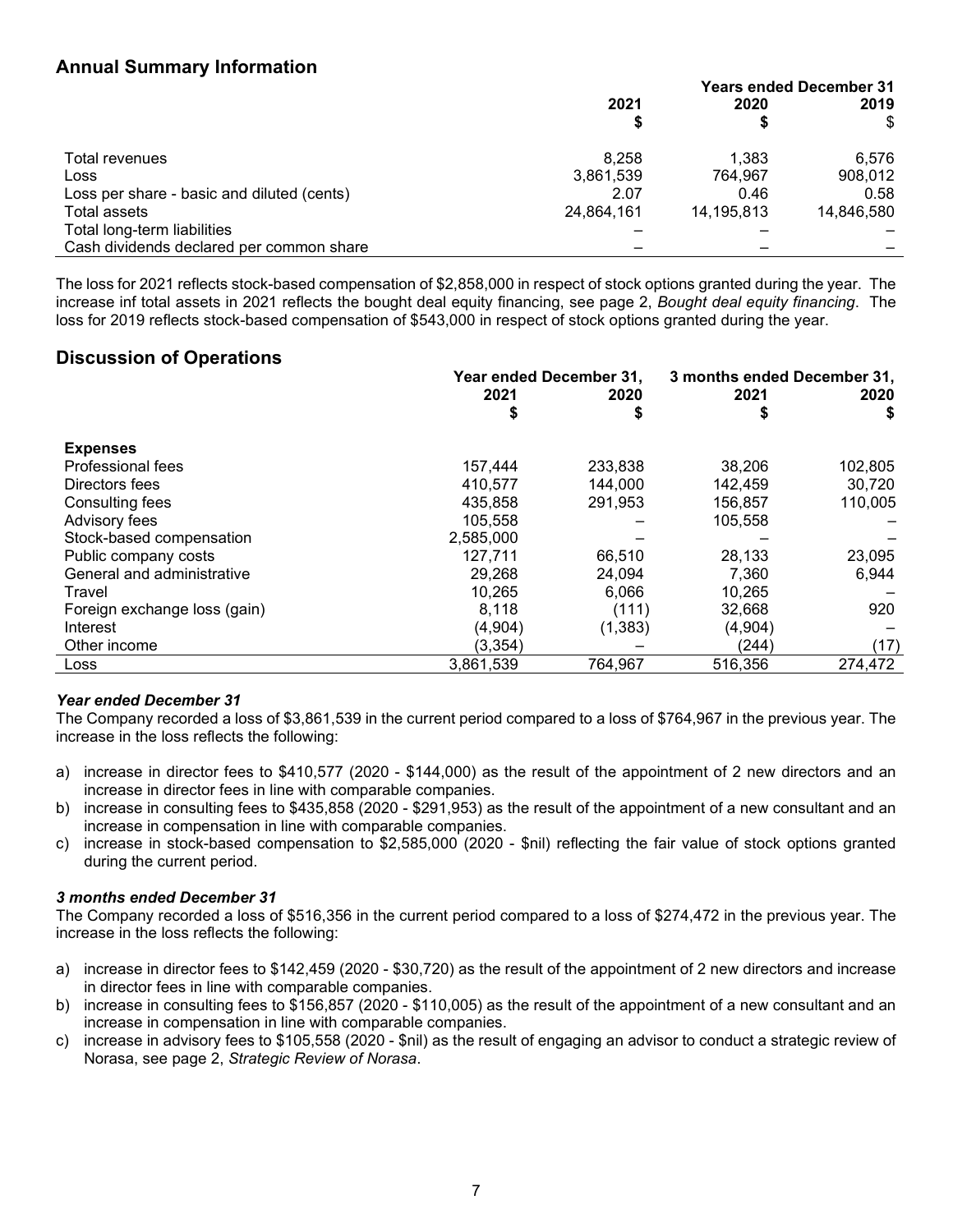## Annual Summary Information

| | Years ended December 31 | | |
|---|---|---|---|
| | 2021 | 2020 | 2019 |
| | $ | $ | $ |
| Total revenues | 8,258 | 1,383 | 6,576 |
| Loss | 3,861,539 | 764,967 | 908,012 |
| Loss per share - basic and diluted (cents) | 2.07 | 0.46 | 0.58 |
| Total assets | 24,864,161 | 14,195,813 | 14,846,580 |
| Total long-term liabilities | – | – | – |
| Cash dividends declared per common share | – | – | – |

The loss for 2021 reflects stock-based compensation of $2,858,000 in respect of stock options granted during the year. The increase inf total assets in 2021 reflects the bought deal equity financing, see page 2, *Bought deal equity financing*. The loss for 2019 reflects stock-based compensation of $543,000 in respect of stock options granted during the year.

## Discussion of Operations

| | Year ended December 31, | | 3 months ended December 31, | |
|---|---|---|---|---|
| | 2021 | 2020 | 2021 | 2020 |
| | $ | $ | $ | $ |
| **Expenses** | | | | |
| Professional fees | 157,444 | 233,838 | 38,206 | 102,805 |
| Directors fees | 410,577 | 144,000 | 142,459 | 30,720 |
| Consulting fees | 435,858 | 291,953 | 156,857 | 110,005 |
| Advisory fees | 105,558 | – | 105,558 | – |
| Stock-based compensation | 2,585,000 | – | – | – |
| Public company costs | 127,711 | 66,510 | 28,133 | 23,095 |
| General and administrative | 29,268 | 24,094 | 7,360 | 6,944 |
| Travel | 10,265 | 6,066 | 10,265 | – |
| Foreign exchange loss (gain) | 8,118 | (111) | 32,668 | 920 |
| Interest | (4,904) | (1,383) | (4,904) | – |
| Other income | (3,354) | – | (244) | (17) |
| Loss | 3,861,539 | 764,967 | 516,356 | 274,472 |

### *Year ended December 31*

The Company recorded a loss of $3,861,539 in the current period compared to a loss of $764,967 in the previous year. The increase in the loss reflects the following:

a) increase in director fees to $410,577 (2020 - $144,000) as the result of the appointment of 2 new directors and an increase in director fees in line with comparable companies.
b) increase in consulting fees to $435,858 (2020 - $291,953) as the result of the appointment of a new consultant and an increase in compensation in line with comparable companies.
c) increase in stock-based compensation to $2,585,000 (2020 - $nil) reflecting the fair value of stock options granted during the current period.

### *3 months ended December 31*

The Company recorded a loss of $516,356 in the current period compared to a loss of $274,472 in the previous year. The increase in the loss reflects the following:

a) increase in director fees to $142,459 (2020 - $30,720) as the result of the appointment of 2 new directors and increase in director fees in line with comparable companies.
b) increase in consulting fees to $156,857 (2020 - $110,005) as the result of the appointment of a new consultant and an increase in compensation in line with comparable companies.
c) increase in advisory fees to $105,558 (2020 - $nil) as the result of engaging an advisor to conduct a strategic review of Norasa, see page 2, *Strategic Review of Norasa*.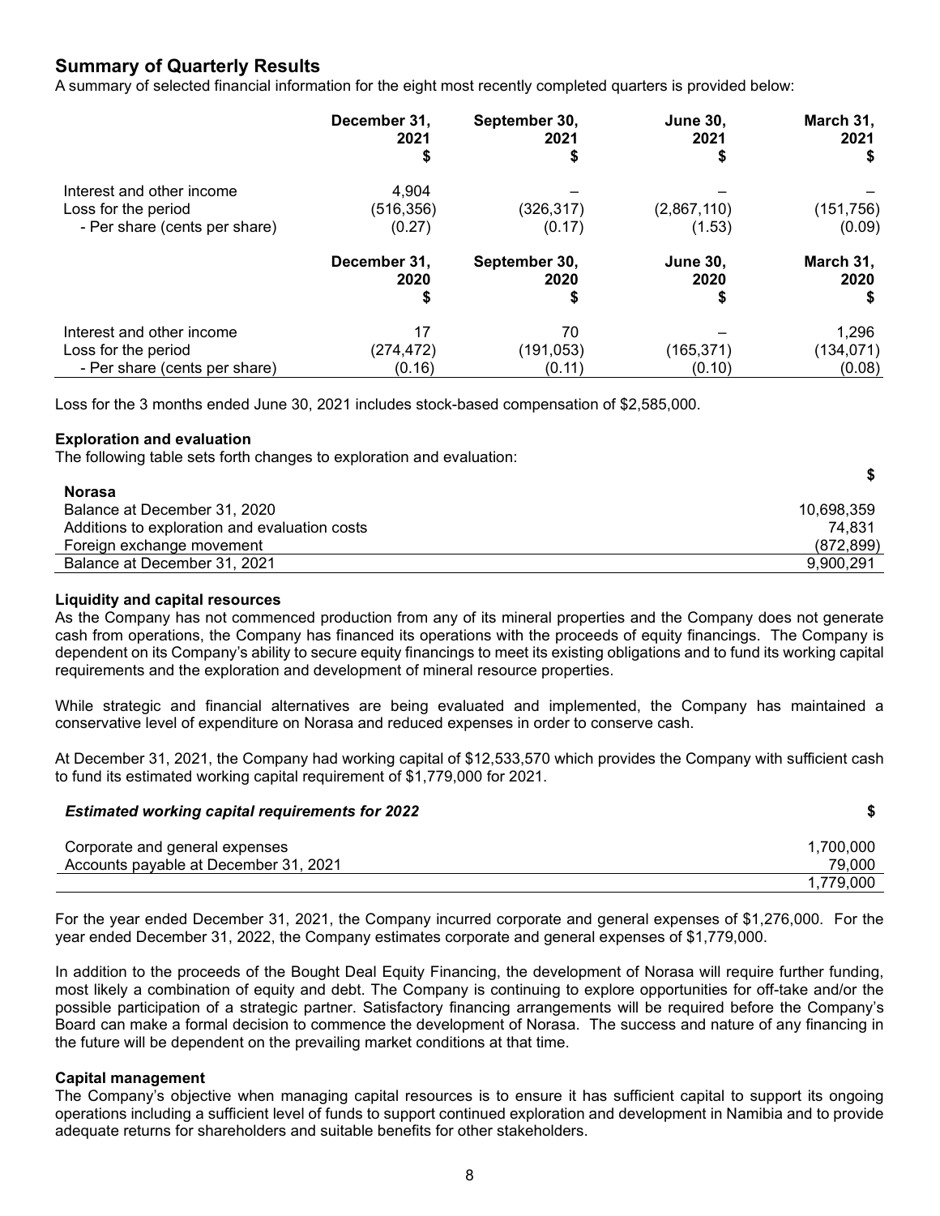## Summary of Quarterly Results

A summary of selected financial information for the eight most recently completed quarters is provided below:

| | December 31, 2021 $ | September 30, 2021 $ | June 30, 2021 $ | March 31, 2021 $ |
|---|---|---|---|---|
| Interest and other income | 4,904 | – | – | – |
| Loss for the period | (516,356) | (326,317) | (2,867,110) | (151,756) |
| - Per share (cents per share) | (0.27) | (0.17) | (1.53) | (0.09) |
| | **December 31, 2020 $** | **September 30, 2020 $** | **June 30, 2020 $** | **March 31, 2020 $** |
| Interest and other income | 17 | 70 | – | 1,296 |
| Loss for the period | (274,472) | (191,053) | (165,371) | (134,071) |
| - Per share (cents per share) | (0.16) | (0.11) | (0.10) | (0.08) |

Loss for the 3 months ended June 30, 2021 includes stock-based compensation of $2,585,000.

### Exploration and evaluation

The following table sets forth changes to exploration and evaluation:

| **Norasa** | $ |
|---|---|
| Balance at December 31, 2020 | 10,698,359 |
| Additions to exploration and evaluation costs | 74,831 |
| Foreign exchange movement | (872,899) |
| Balance at December 31, 2021 | 9,900,291 |

### Liquidity and capital resources

As the Company has not commenced production from any of its mineral properties and the Company does not generate cash from operations, the Company has financed its operations with the proceeds of equity financings. The Company is dependent on its Company's ability to secure equity financings to meet its existing obligations and to fund its working capital requirements and the exploration and development of mineral resource properties.

While strategic and financial alternatives are being evaluated and implemented, the Company has maintained a conservative level of expenditure on Norasa and reduced expenses in order to conserve cash.

At December 31, 2021, the Company had working capital of $12,533,570 which provides the Company with sufficient cash to fund its estimated working capital requirement of $1,779,000 for 2021.

| ***Estimated working capital requirements for 2022*** | **$** |
|---|---|
| Corporate and general expenses | 1,700,000 |
| Accounts payable at December 31, 2021 | 79,000 |
| | 1,779,000 |

For the year ended December 31, 2021, the Company incurred corporate and general expenses of $1,276,000. For the year ended December 31, 2022, the Company estimates corporate and general expenses of $1,779,000.

In addition to the proceeds of the Bought Deal Equity Financing, the development of Norasa will require further funding, most likely a combination of equity and debt. The Company is continuing to explore opportunities for off-take and/or the possible participation of a strategic partner. Satisfactory financing arrangements will be required before the Company's Board can make a formal decision to commence the development of Norasa. The success and nature of any financing in the future will be dependent on the prevailing market conditions at that time.

### Capital management

The Company's objective when managing capital resources is to ensure it has sufficient capital to support its ongoing operations including a sufficient level of funds to support continued exploration and development in Namibia and to provide adequate returns for shareholders and suitable benefits for other stakeholders.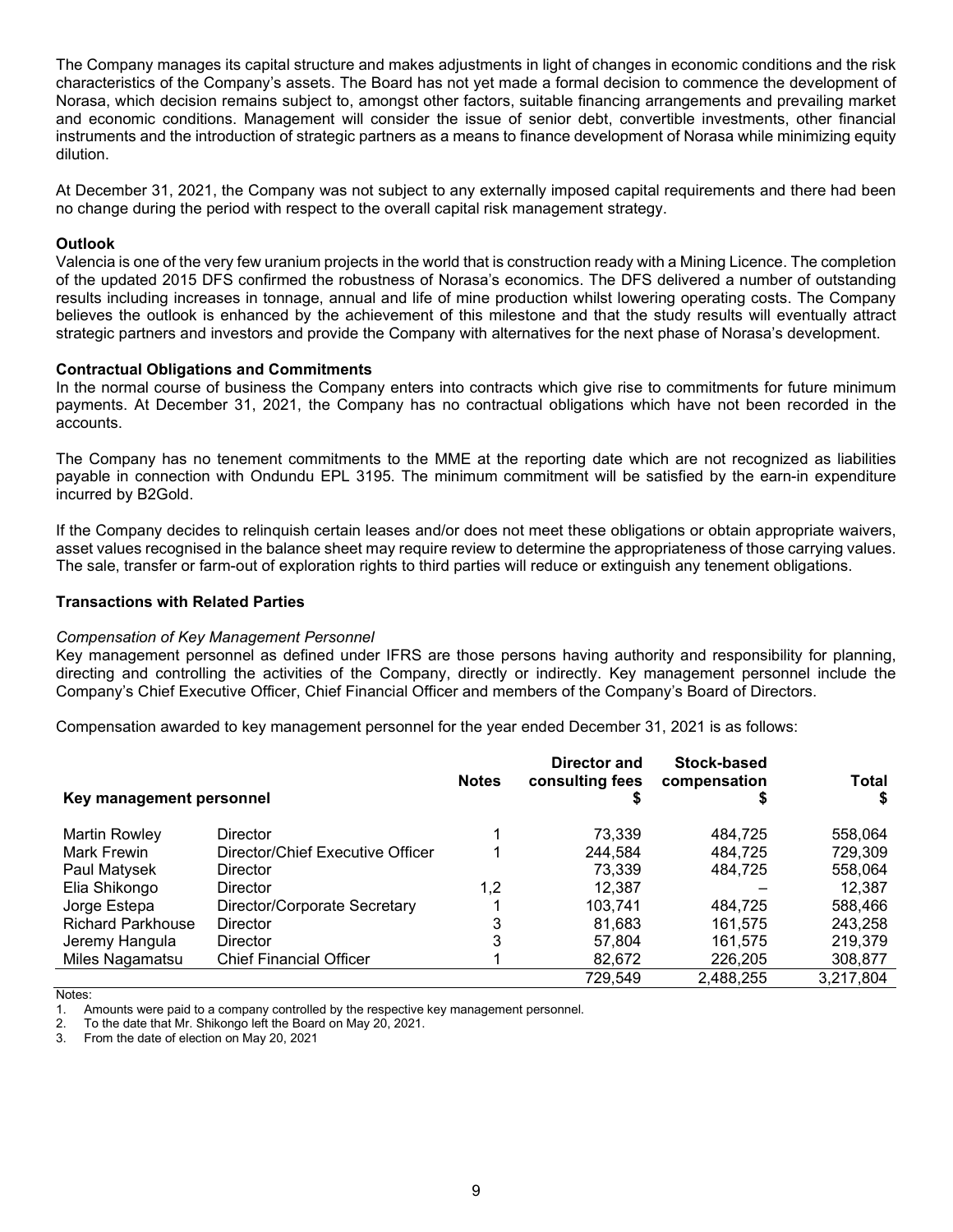The Company manages its capital structure and makes adjustments in light of changes in economic conditions and the risk characteristics of the Company's assets. The Board has not yet made a formal decision to commence the development of Norasa, which decision remains subject to, amongst other factors, suitable financing arrangements and prevailing market and economic conditions. Management will consider the issue of senior debt, convertible investments, other financial instruments and the introduction of strategic partners as a means to finance development of Norasa while minimizing equity dilution.

At December 31, 2021, the Company was not subject to any externally imposed capital requirements and there had been no change during the period with respect to the overall capital risk management strategy.

**Outlook**

Valencia is one of the very few uranium projects in the world that is construction ready with a Mining Licence. The completion of the updated 2015 DFS confirmed the robustness of Norasa's economics. The DFS delivered a number of outstanding results including increases in tonnage, annual and life of mine production whilst lowering operating costs. The Company believes the outlook is enhanced by the achievement of this milestone and that the study results will eventually attract strategic partners and investors and provide the Company with alternatives for the next phase of Norasa's development.

**Contractual Obligations and Commitments**

In the normal course of business the Company enters into contracts which give rise to commitments for future minimum payments. At December 31, 2021, the Company has no contractual obligations which have not been recorded in the accounts.

The Company has no tenement commitments to the MME at the reporting date which are not recognized as liabilities payable in connection with Ondundu EPL 3195. The minimum commitment will be satisfied by the earn-in expenditure incurred by B2Gold.

If the Company decides to relinquish certain leases and/or does not meet these obligations or obtain appropriate waivers, asset values recognised in the balance sheet may require review to determine the appropriateness of those carrying values. The sale, transfer or farm-out of exploration rights to third parties will reduce or extinguish any tenement obligations.

**Transactions with Related Parties**

*Compensation of Key Management Personnel*

Key management personnel as defined under IFRS are those persons having authority and responsibility for planning, directing and controlling the activities of the Company, directly or indirectly. Key management personnel include the Company's Chief Executive Officer, Chief Financial Officer and members of the Company's Board of Directors.

Compensation awarded to key management personnel for the year ended December 31, 2021 is as follows:

| Key management personnel | | Notes | Director and consulting fees $ | Stock-based compensation $ | Total $ |
|---|---|---|---|---|---|
| Martin Rowley | Director | 1 | 73,339 | 484,725 | 558,064 |
| Mark Frewin | Director/Chief Executive Officer | 1 | 244,584 | 484,725 | 729,309 |
| Paul Matysek | Director | | 73,339 | 484,725 | 558,064 |
| Elia Shikongo | Director | 1,2 | 12,387 | – | 12,387 |
| Jorge Estepa | Director/Corporate Secretary | 1 | 103,741 | 484,725 | 588,466 |
| Richard Parkhouse | Director | 3 | 81,683 | 161,575 | 243,258 |
| Jeremy Hangula | Director | 3 | 57,804 | 161,575 | 219,379 |
| Miles Nagamatsu | Chief Financial Officer | 1 | 82,672 | 226,205 | 308,877 |
| | | | 729,549 | 2,488,255 | 3,217,804 |

Notes:

1. Amounts were paid to a company controlled by the respective key management personnel.
2. To the date that Mr. Shikongo left the Board on May 20, 2021.
3. From the date of election on May 20, 2021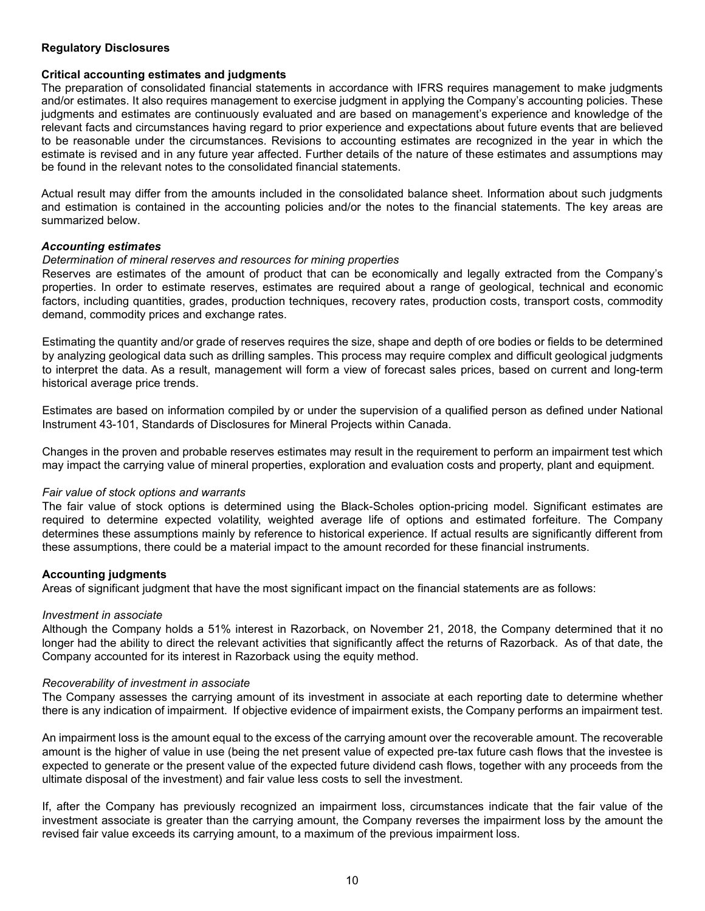## Regulatory Disclosures

### Critical accounting estimates and judgments

The preparation of consolidated financial statements in accordance with IFRS requires management to make judgments and/or estimates. It also requires management to exercise judgment in applying the Company's accounting policies. These judgments and estimates are continuously evaluated and are based on management's experience and knowledge of the relevant facts and circumstances having regard to prior experience and expectations about future events that are believed to be reasonable under the circumstances. Revisions to accounting estimates are recognized in the year in which the estimate is revised and in any future year affected. Further details of the nature of these estimates and assumptions may be found in the relevant notes to the consolidated financial statements.

Actual result may differ from the amounts included in the consolidated balance sheet. Information about such judgments and estimation is contained in the accounting policies and/or the notes to the financial statements. The key areas are summarized below.

#### *Accounting estimates*

*Determination of mineral reserves and resources for mining properties*

Reserves are estimates of the amount of product that can be economically and legally extracted from the Company's properties. In order to estimate reserves, estimates are required about a range of geological, technical and economic factors, including quantities, grades, production techniques, recovery rates, production costs, transport costs, commodity demand, commodity prices and exchange rates.

Estimating the quantity and/or grade of reserves requires the size, shape and depth of ore bodies or fields to be determined by analyzing geological data such as drilling samples. This process may require complex and difficult geological judgments to interpret the data. As a result, management will form a view of forecast sales prices, based on current and long-term historical average price trends.

Estimates are based on information compiled by or under the supervision of a qualified person as defined under National Instrument 43-101, Standards of Disclosures for Mineral Projects within Canada.

Changes in the proven and probable reserves estimates may result in the requirement to perform an impairment test which may impact the carrying value of mineral properties, exploration and evaluation costs and property, plant and equipment.

*Fair value of stock options and warrants*

The fair value of stock options is determined using the Black-Scholes option-pricing model. Significant estimates are required to determine expected volatility, weighted average life of options and estimated forfeiture. The Company determines these assumptions mainly by reference to historical experience. If actual results are significantly different from these assumptions, there could be a material impact to the amount recorded for these financial instruments.

### Accounting judgments

Areas of significant judgment that have the most significant impact on the financial statements are as follows:

*Investment in associate*

Although the Company holds a 51% interest in Razorback, on November 21, 2018, the Company determined that it no longer had the ability to direct the relevant activities that significantly affect the returns of Razorback. As of that date, the Company accounted for its interest in Razorback using the equity method.

*Recoverability of investment in associate*

The Company assesses the carrying amount of its investment in associate at each reporting date to determine whether there is any indication of impairment. If objective evidence of impairment exists, the Company performs an impairment test.

An impairment loss is the amount equal to the excess of the carrying amount over the recoverable amount. The recoverable amount is the higher of value in use (being the net present value of expected pre-tax future cash flows that the investee is expected to generate or the present value of the expected future dividend cash flows, together with any proceeds from the ultimate disposal of the investment) and fair value less costs to sell the investment.

If, after the Company has previously recognized an impairment loss, circumstances indicate that the fair value of the investment associate is greater than the carrying amount, the Company reverses the impairment loss by the amount the revised fair value exceeds its carrying amount, to a maximum of the previous impairment loss.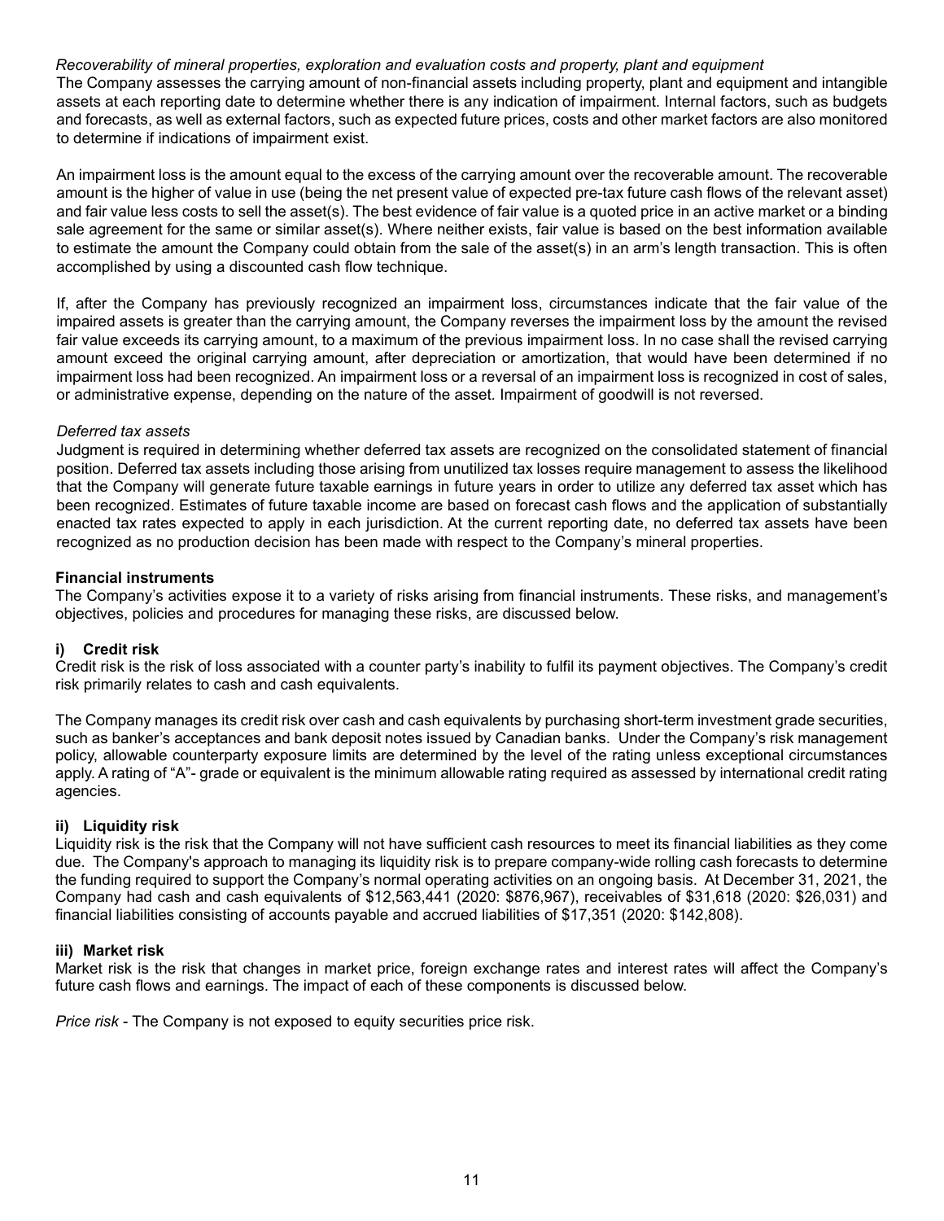*Recoverability of mineral properties, exploration and evaluation costs and property, plant and equipment*

The Company assesses the carrying amount of non-financial assets including property, plant and equipment and intangible assets at each reporting date to determine whether there is any indication of impairment. Internal factors, such as budgets and forecasts, as well as external factors, such as expected future prices, costs and other market factors are also monitored to determine if indications of impairment exist.

An impairment loss is the amount equal to the excess of the carrying amount over the recoverable amount. The recoverable amount is the higher of value in use (being the net present value of expected pre-tax future cash flows of the relevant asset) and fair value less costs to sell the asset(s). The best evidence of fair value is a quoted price in an active market or a binding sale agreement for the same or similar asset(s). Where neither exists, fair value is based on the best information available to estimate the amount the Company could obtain from the sale of the asset(s) in an arm's length transaction. This is often accomplished by using a discounted cash flow technique.

If, after the Company has previously recognized an impairment loss, circumstances indicate that the fair value of the impaired assets is greater than the carrying amount, the Company reverses the impairment loss by the amount the revised fair value exceeds its carrying amount, to a maximum of the previous impairment loss. In no case shall the revised carrying amount exceed the original carrying amount, after depreciation or amortization, that would have been determined if no impairment loss had been recognized. An impairment loss or a reversal of an impairment loss is recognized in cost of sales, or administrative expense, depending on the nature of the asset. Impairment of goodwill is not reversed.

*Deferred tax assets*

Judgment is required in determining whether deferred tax assets are recognized on the consolidated statement of financial position. Deferred tax assets including those arising from unutilized tax losses require management to assess the likelihood that the Company will generate future taxable earnings in future years in order to utilize any deferred tax asset which has been recognized. Estimates of future taxable income are based on forecast cash flows and the application of substantially enacted tax rates expected to apply in each jurisdiction. At the current reporting date, no deferred tax assets have been recognized as no production decision has been made with respect to the Company's mineral properties.

**Financial instruments**

The Company's activities expose it to a variety of risks arising from financial instruments. These risks, and management's objectives, policies and procedures for managing these risks, are discussed below.

**i) Credit risk**

Credit risk is the risk of loss associated with a counter party's inability to fulfil its payment objectives. The Company's credit risk primarily relates to cash and cash equivalents.

The Company manages its credit risk over cash and cash equivalents by purchasing short-term investment grade securities, such as banker's acceptances and bank deposit notes issued by Canadian banks. Under the Company's risk management policy, allowable counterparty exposure limits are determined by the level of the rating unless exceptional circumstances apply. A rating of "A"- grade or equivalent is the minimum allowable rating required as assessed by international credit rating agencies.

**ii) Liquidity risk**

Liquidity risk is the risk that the Company will not have sufficient cash resources to meet its financial liabilities as they come due. The Company's approach to managing its liquidity risk is to prepare company-wide rolling cash forecasts to determine the funding required to support the Company's normal operating activities on an ongoing basis. At December 31, 2021, the Company had cash and cash equivalents of $12,563,441 (2020: $876,967), receivables of $31,618 (2020: $26,031) and financial liabilities consisting of accounts payable and accrued liabilities of $17,351 (2020: $142,808).

**iii) Market risk**

Market risk is the risk that changes in market price, foreign exchange rates and interest rates will affect the Company's future cash flows and earnings. The impact of each of these components is discussed below.

*Price risk* - The Company is not exposed to equity securities price risk.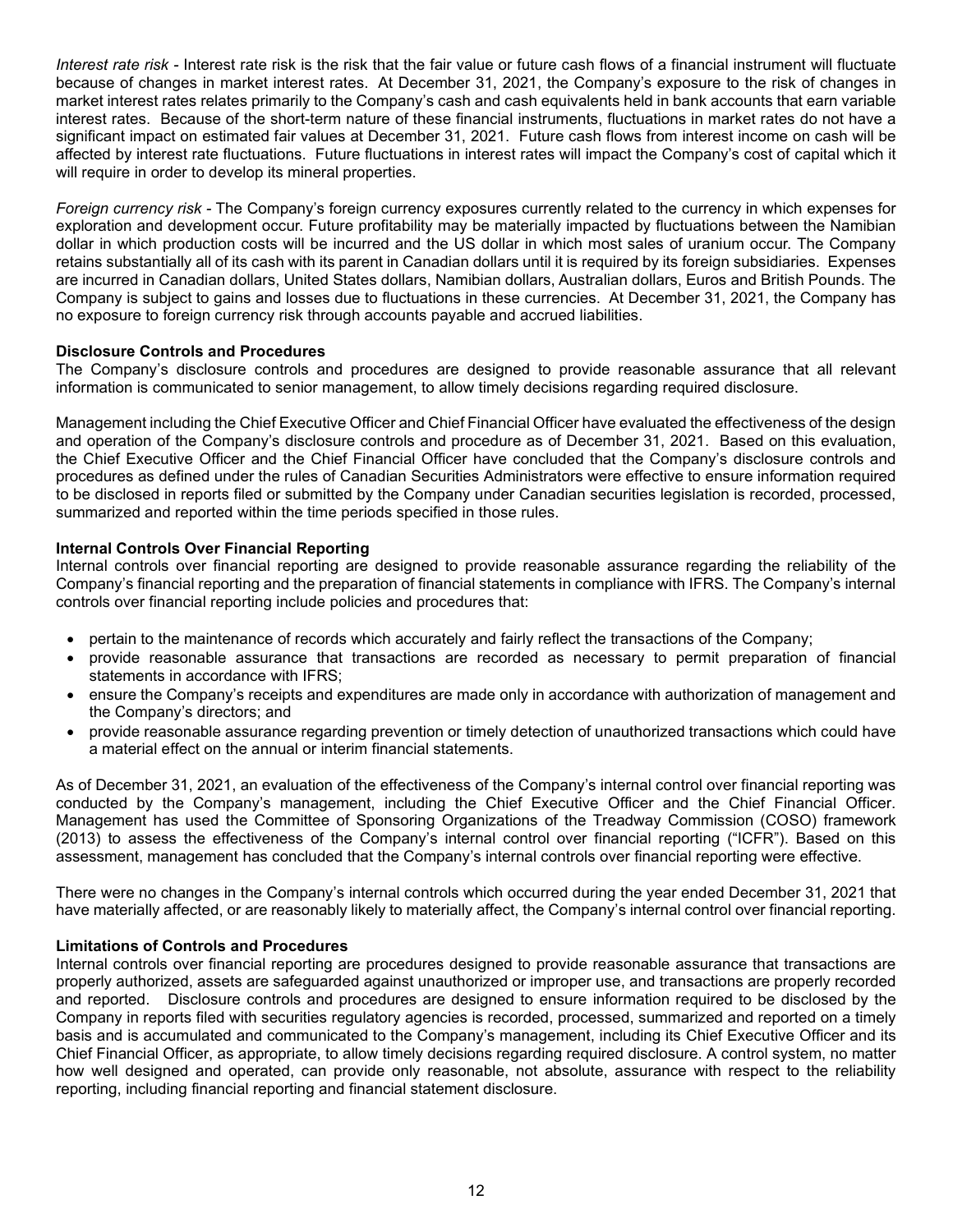*Interest rate risk* - Interest rate risk is the risk that the fair value or future cash flows of a financial instrument will fluctuate because of changes in market interest rates. At December 31, 2021, the Company's exposure to the risk of changes in market interest rates relates primarily to the Company's cash and cash equivalents held in bank accounts that earn variable interest rates. Because of the short-term nature of these financial instruments, fluctuations in market rates do not have a significant impact on estimated fair values at December 31, 2021. Future cash flows from interest income on cash will be affected by interest rate fluctuations. Future fluctuations in interest rates will impact the Company's cost of capital which it will require in order to develop its mineral properties.

*Foreign currency risk* - The Company's foreign currency exposures currently related to the currency in which expenses for exploration and development occur. Future profitability may be materially impacted by fluctuations between the Namibian dollar in which production costs will be incurred and the US dollar in which most sales of uranium occur. The Company retains substantially all of its cash with its parent in Canadian dollars until it is required by its foreign subsidiaries. Expenses are incurred in Canadian dollars, United States dollars, Namibian dollars, Australian dollars, Euros and British Pounds. The Company is subject to gains and losses due to fluctuations in these currencies. At December 31, 2021, the Company has no exposure to foreign currency risk through accounts payable and accrued liabilities.

**Disclosure Controls and Procedures**

The Company's disclosure controls and procedures are designed to provide reasonable assurance that all relevant information is communicated to senior management, to allow timely decisions regarding required disclosure.

Management including the Chief Executive Officer and Chief Financial Officer have evaluated the effectiveness of the design and operation of the Company's disclosure controls and procedure as of December 31, 2021. Based on this evaluation, the Chief Executive Officer and the Chief Financial Officer have concluded that the Company's disclosure controls and procedures as defined under the rules of Canadian Securities Administrators were effective to ensure information required to be disclosed in reports filed or submitted by the Company under Canadian securities legislation is recorded, processed, summarized and reported within the time periods specified in those rules.

**Internal Controls Over Financial Reporting**

Internal controls over financial reporting are designed to provide reasonable assurance regarding the reliability of the Company's financial reporting and the preparation of financial statements in compliance with IFRS. The Company's internal controls over financial reporting include policies and procedures that:

- pertain to the maintenance of records which accurately and fairly reflect the transactions of the Company;
- provide reasonable assurance that transactions are recorded as necessary to permit preparation of financial statements in accordance with IFRS;
- ensure the Company's receipts and expenditures are made only in accordance with authorization of management and the Company's directors; and
- provide reasonable assurance regarding prevention or timely detection of unauthorized transactions which could have a material effect on the annual or interim financial statements.

As of December 31, 2021, an evaluation of the effectiveness of the Company's internal control over financial reporting was conducted by the Company's management, including the Chief Executive Officer and the Chief Financial Officer. Management has used the Committee of Sponsoring Organizations of the Treadway Commission (COSO) framework (2013) to assess the effectiveness of the Company's internal control over financial reporting ("ICFR"). Based on this assessment, management has concluded that the Company's internal controls over financial reporting were effective.

There were no changes in the Company's internal controls which occurred during the year ended December 31, 2021 that have materially affected, or are reasonably likely to materially affect, the Company's internal control over financial reporting.

**Limitations of Controls and Procedures**

Internal controls over financial reporting are procedures designed to provide reasonable assurance that transactions are properly authorized, assets are safeguarded against unauthorized or improper use, and transactions are properly recorded and reported. Disclosure controls and procedures are designed to ensure information required to be disclosed by the Company in reports filed with securities regulatory agencies is recorded, processed, summarized and reported on a timely basis and is accumulated and communicated to the Company's management, including its Chief Executive Officer and its Chief Financial Officer, as appropriate, to allow timely decisions regarding required disclosure. A control system, no matter how well designed and operated, can provide only reasonable, not absolute, assurance with respect to the reliability reporting, including financial reporting and financial statement disclosure.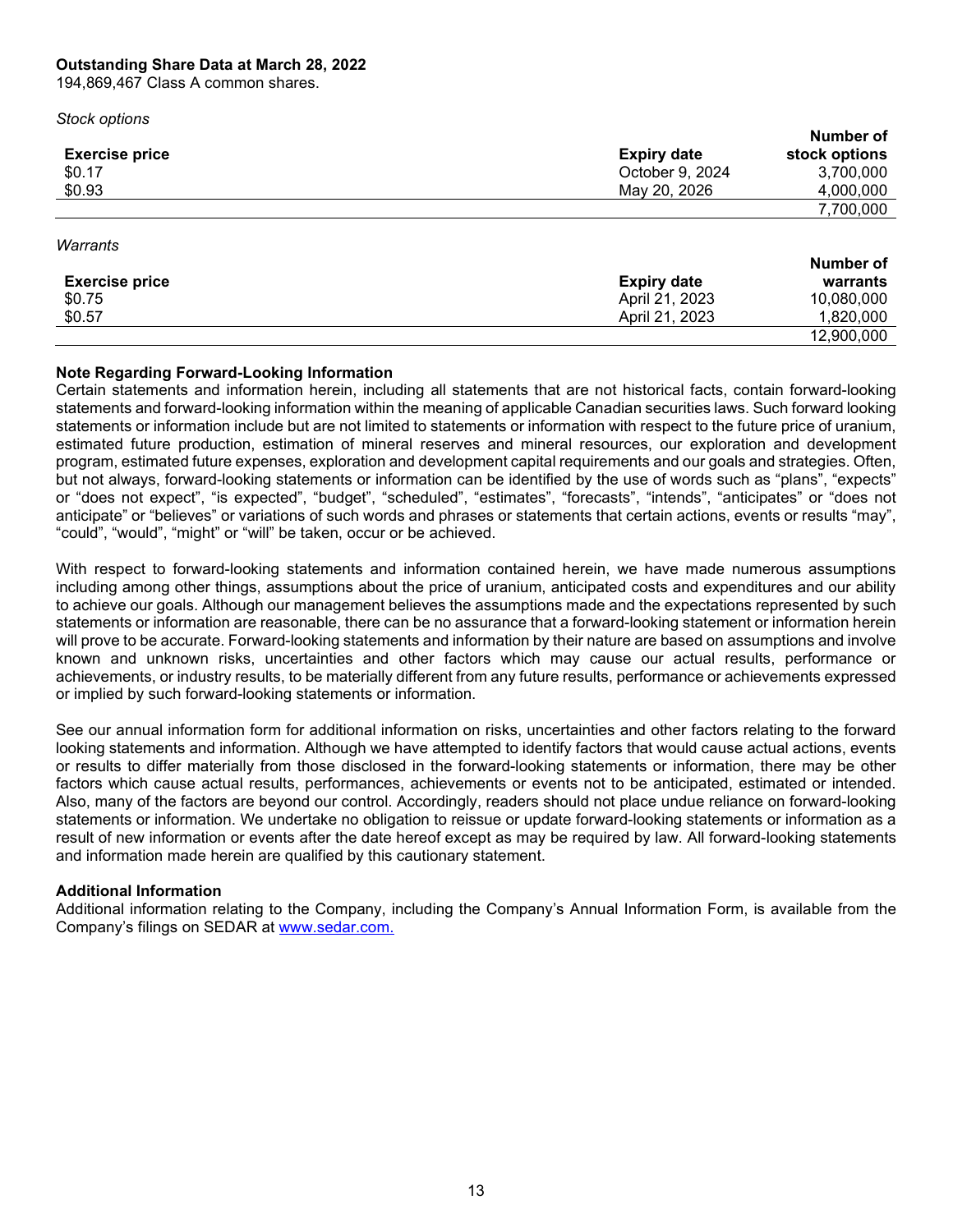**Outstanding Share Data at March 28, 2022**

194,869,467 Class A common shares.

*Stock options*

| Exercise price | Expiry date | Number of stock options |
|---|---|---|
| $0.17 | October 9, 2024 | 3,700,000 |
| $0.93 | May 20, 2026 | 4,000,000 |
| | | 7,700,000 |

*Warrants*

| Exercise price | Expiry date | Number of warrants |
|---|---|---|
| $0.75 | April 21, 2023 | 10,080,000 |
| $0.57 | April 21, 2023 | 1,820,000 |
| | | 12,900,000 |

**Note Regarding Forward-Looking Information**

Certain statements and information herein, including all statements that are not historical facts, contain forward-looking statements and forward-looking information within the meaning of applicable Canadian securities laws. Such forward looking statements or information include but are not limited to statements or information with respect to the future price of uranium, estimated future production, estimation of mineral reserves and mineral resources, our exploration and development program, estimated future expenses, exploration and development capital requirements and our goals and strategies. Often, but not always, forward-looking statements or information can be identified by the use of words such as "plans", "expects" or "does not expect", "is expected", "budget", "scheduled", "estimates", "forecasts", "intends", "anticipates" or "does not anticipate" or "believes" or variations of such words and phrases or statements that certain actions, events or results "may", "could", "would", "might" or "will" be taken, occur or be achieved.

With respect to forward-looking statements and information contained herein, we have made numerous assumptions including among other things, assumptions about the price of uranium, anticipated costs and expenditures and our ability to achieve our goals. Although our management believes the assumptions made and the expectations represented by such statements or information are reasonable, there can be no assurance that a forward-looking statement or information herein will prove to be accurate. Forward-looking statements and information by their nature are based on assumptions and involve known and unknown risks, uncertainties and other factors which may cause our actual results, performance or achievements, or industry results, to be materially different from any future results, performance or achievements expressed or implied by such forward-looking statements or information.

See our annual information form for additional information on risks, uncertainties and other factors relating to the forward looking statements and information. Although we have attempted to identify factors that would cause actual actions, events or results to differ materially from those disclosed in the forward-looking statements or information, there may be other factors which cause actual results, performances, achievements or events not to be anticipated, estimated or intended. Also, many of the factors are beyond our control. Accordingly, readers should not place undue reliance on forward-looking statements or information. We undertake no obligation to reissue or update forward-looking statements or information as a result of new information or events after the date hereof except as may be required by law. All forward-looking statements and information made herein are qualified by this cautionary statement.

**Additional Information**

Additional information relating to the Company, including the Company's Annual Information Form, is available from the Company's filings on SEDAR at www.sedar.com.